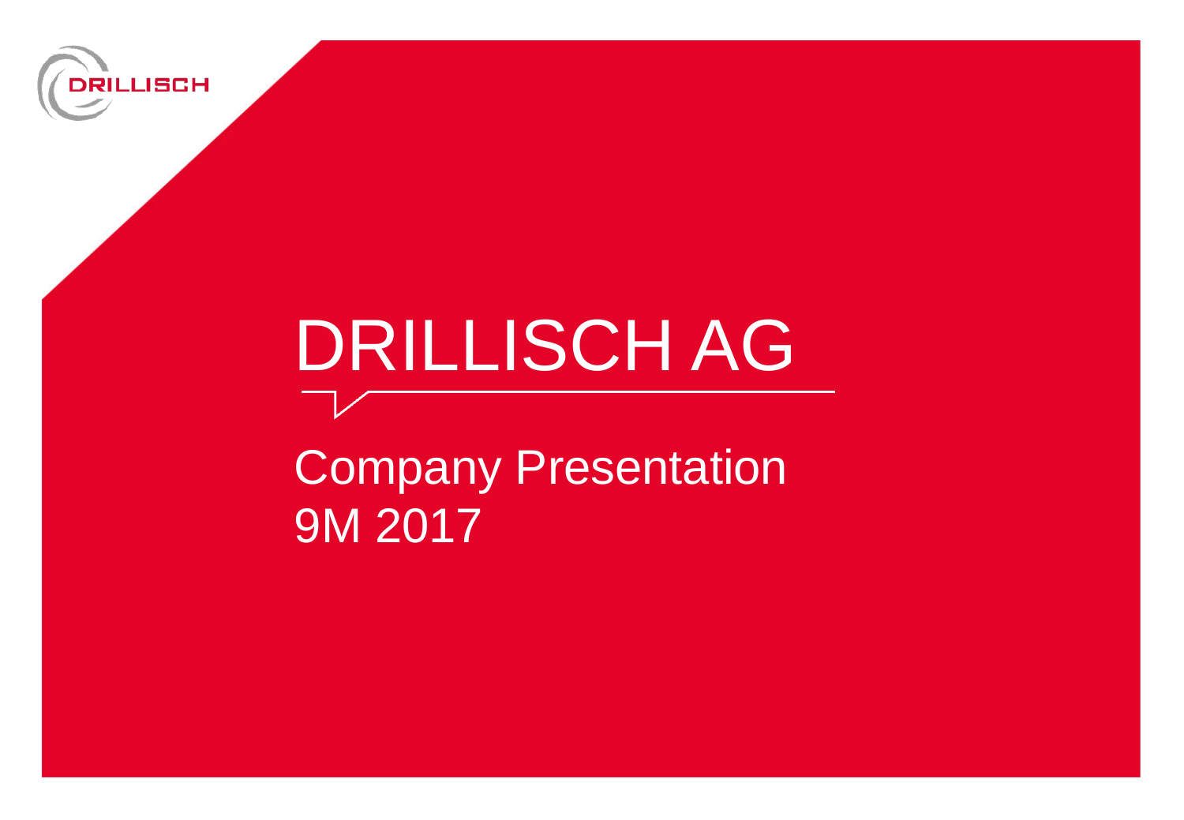# DRILLISCH AG

## Company Presentation
## 9M 2017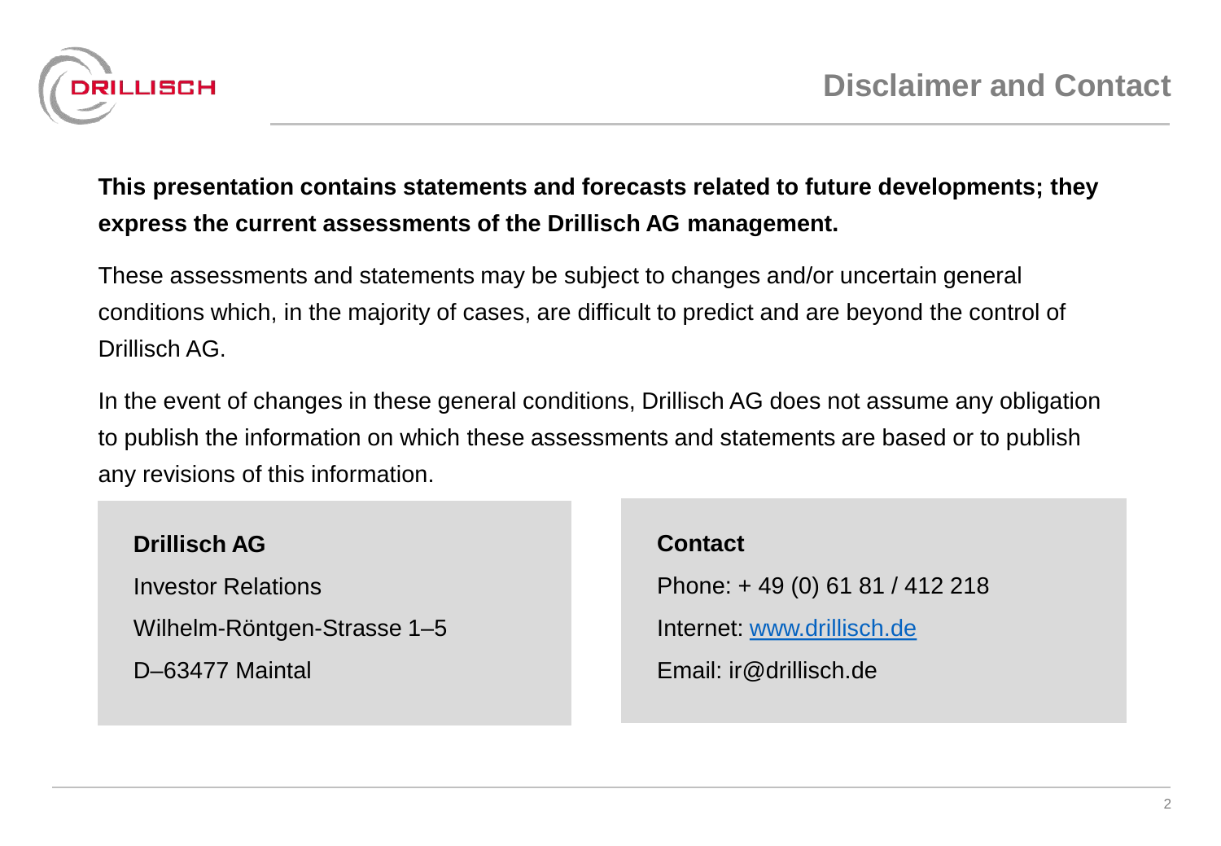# Disclaimer and Contact

**This presentation contains statements and forecasts related to future developments; they express the current assessments of the Drillisch AG management.**

These assessments and statements may be subject to changes and/or uncertain general conditions which, in the majority of cases, are difficult to predict and are beyond the control of Drillisch AG.

In the event of changes in these general conditions, Drillisch AG does not assume any obligation to publish the information on which these assessments and statements are based or to publish any revisions of this information.

**Drillisch AG**

Investor Relations

Wilhelm-Röntgen-Strasse 1–5

D–63477 Maintal

**Contact**

Phone: + 49 (0) 61 81 / 412 218

Internet: www.drillisch.de

Email: ir@drillisch.de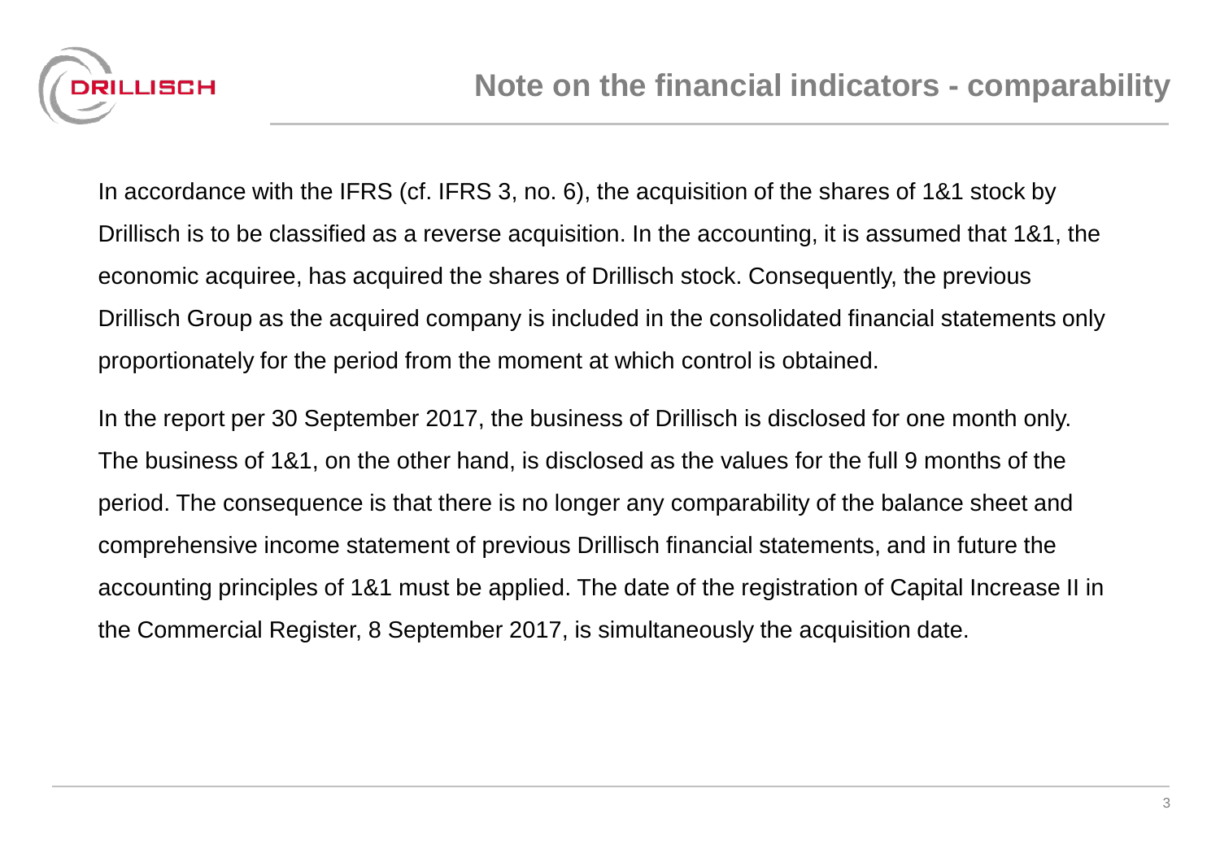# Note on the financial indicators - comparability

In accordance with the IFRS (cf. IFRS 3, no. 6), the acquisition of the shares of 1&1 stock by Drillisch is to be classified as a reverse acquisition. In the accounting, it is assumed that 1&1, the economic acquiree, has acquired the shares of Drillisch stock. Consequently, the previous Drillisch Group as the acquired company is included in the consolidated financial statements only proportionately for the period from the moment at which control is obtained.

In the report per 30 September 2017, the business of Drillisch is disclosed for one month only. The business of 1&1, on the other hand, is disclosed as the values for the full 9 months of the period. The consequence is that there is no longer any comparability of the balance sheet and comprehensive income statement of previous Drillisch financial statements, and in future the accounting principles of 1&1 must be applied. The date of the registration of Capital Increase II in the Commercial Register, 8 September 2017, is simultaneously the acquisition date.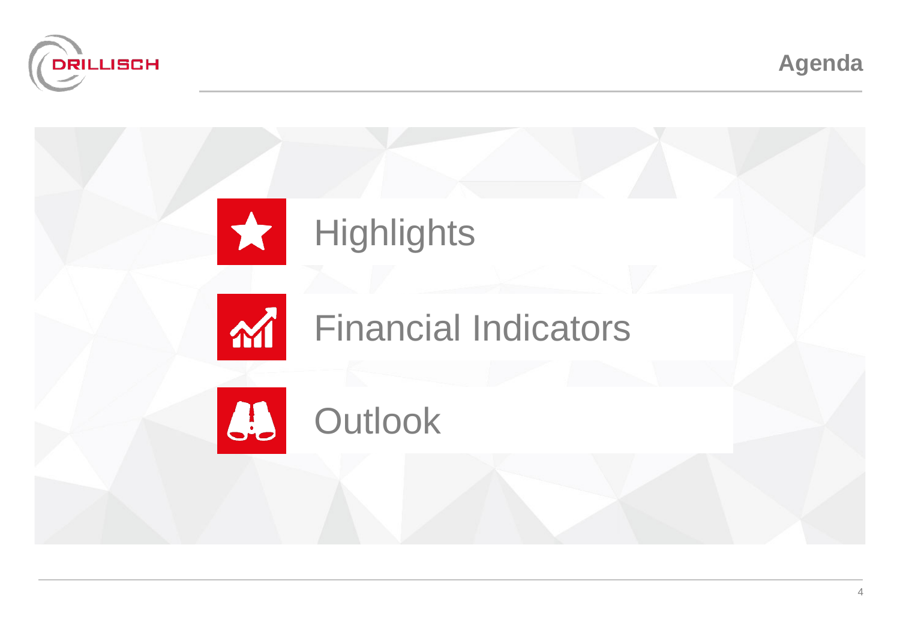# Agenda

- Highlights
- Financial Indicators
- Outlook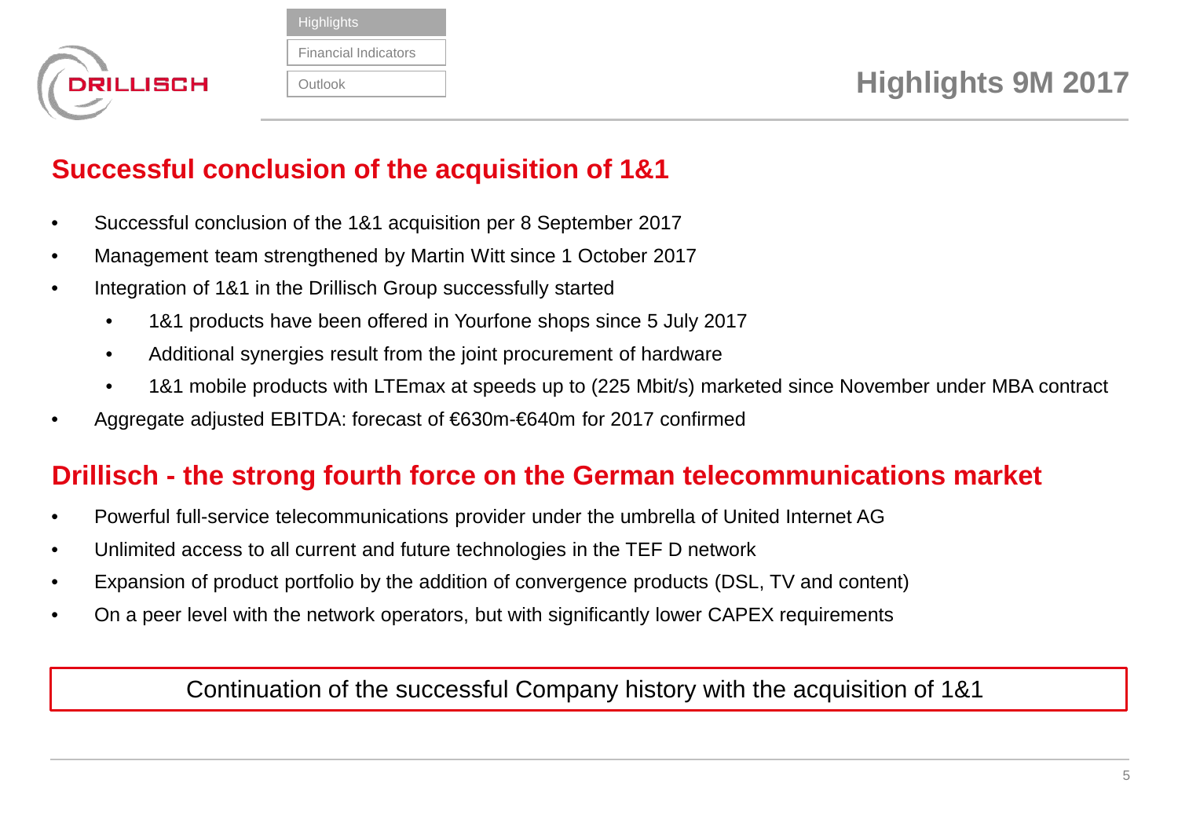# Highlights 9M 2017

## Successful conclusion of the acquisition of 1&1

- Successful conclusion of the 1&1 acquisition per 8 September 2017
- Management team strengthened by Martin Witt since 1 October 2017
- Integration of 1&1 in the Drillisch Group successfully started
  - 1&1 products have been offered in Yourfone shops since 5 July 2017
  - Additional synergies result from the joint procurement of hardware
  - 1&1 mobile products with LTEmax at speeds up to (225 Mbit/s) marketed since November under MBA contract
- Aggregate adjusted EBITDA: forecast of €630m-€640m for 2017 confirmed

## Drillisch - the strong fourth force on the German telecommunications market

- Powerful full-service telecommunications provider under the umbrella of United Internet AG
- Unlimited access to all current and future technologies in the TEF D network
- Expansion of product portfolio by the addition of convergence products (DSL, TV and content)
- On a peer level with the network operators, but with significantly lower CAPEX requirements

Continuation of the successful Company history with the acquisition of 1&1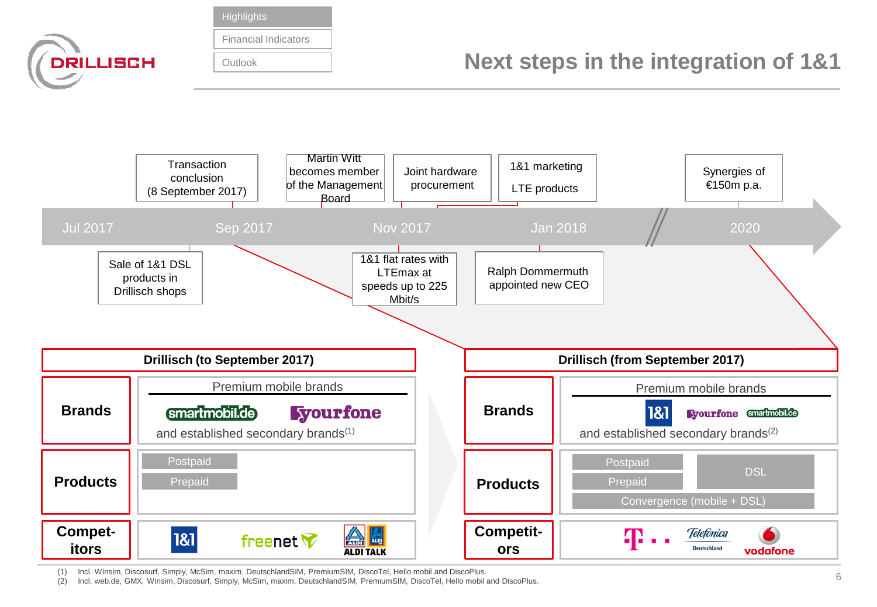# Next steps in the integration of 1&1

**Timeline:**

| Date | Events above timeline | Events below timeline |
|---|---|---|
| Jul 2017 | | Sale of 1&1 DSL products in Drillisch shops |
| Sep 2017 | Transaction conclusion (8 September 2017) | |
| Nov 2017 | Martin Witt becomes member of the Management Board; Joint hardware procurement | 1&1 flat rates with LTEmax at speeds up to 225 Mbit/s |
| Jan 2018 | 1&1 marketing LTE products | Ralph Dommermuth appointed new CEO |
| 2020 | Synergies of €150m p.a. | |

| | Drillisch (to September 2017) | Drillisch (from September 2017) |
|---|---|---|
| **Brands** | Premium mobile brands: smartmobil.de, yourfone, and established secondary brands(1) | Premium mobile brands: 1&1, yourfone, smartmobil.de, and established secondary brands(2) |
| **Products** | Postpaid, Prepaid | Postpaid, Prepaid, DSL, Convergence (mobile + DSL) |
| **Competitors** | 1&1, freenet, ALDI TALK | T, Telefónica Deutschland, vodafone |

(1) Incl. Winsim, Discosurf, Simply, McSim, maxim, DeutschlandSIM, PremiumSIM, DiscoTel, Hello mobil and DiscoPlus.
(2) Incl. web.de, GMX, Winsim, Discosurf, Simply, McSim, maxim, DeutschlandSIM, PremiumSIM, DiscoTel, Hello mobil and DiscoPlus.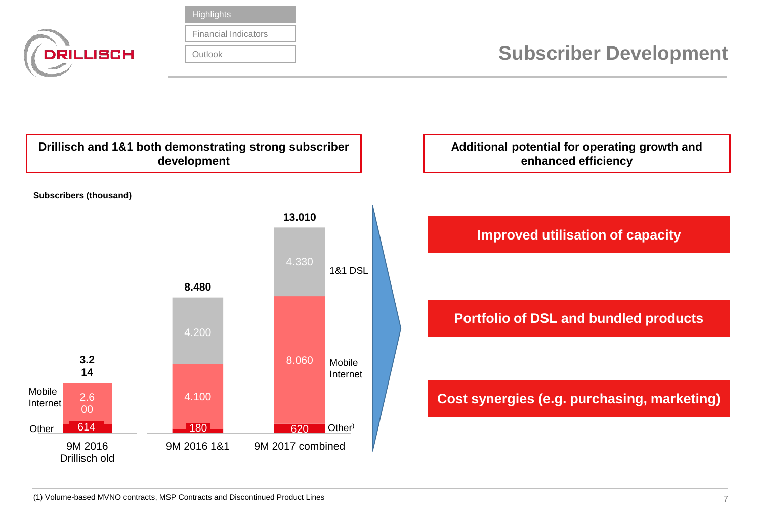# Subscriber Development

**Drillisch and 1&1 both demonstrating strong subscriber development**

**Subscribers (thousand)**

| | 9M 2016 Drillisch old | 9M 2016 1&1 | 9M 2017 combined |
|---|---|---|---|
| 1&1 DSL | | 4.200 | 4.330 |
| Mobile Internet | 2.600 | 4.100 | 8.060 |
| Other[1] | 614 | 180 | 620 |
| **Total** | **3.214** | **8.480** | **13.010** |

**Additional potential for operating growth and enhanced efficiency**

- **Improved utilisation of capacity**
- **Portfolio of DSL and bundled products**
- **Cost synergies (e.g. purchasing, marketing)**

(1) Volume-based MVNO contracts, MSP Contracts and Discontinued Product Lines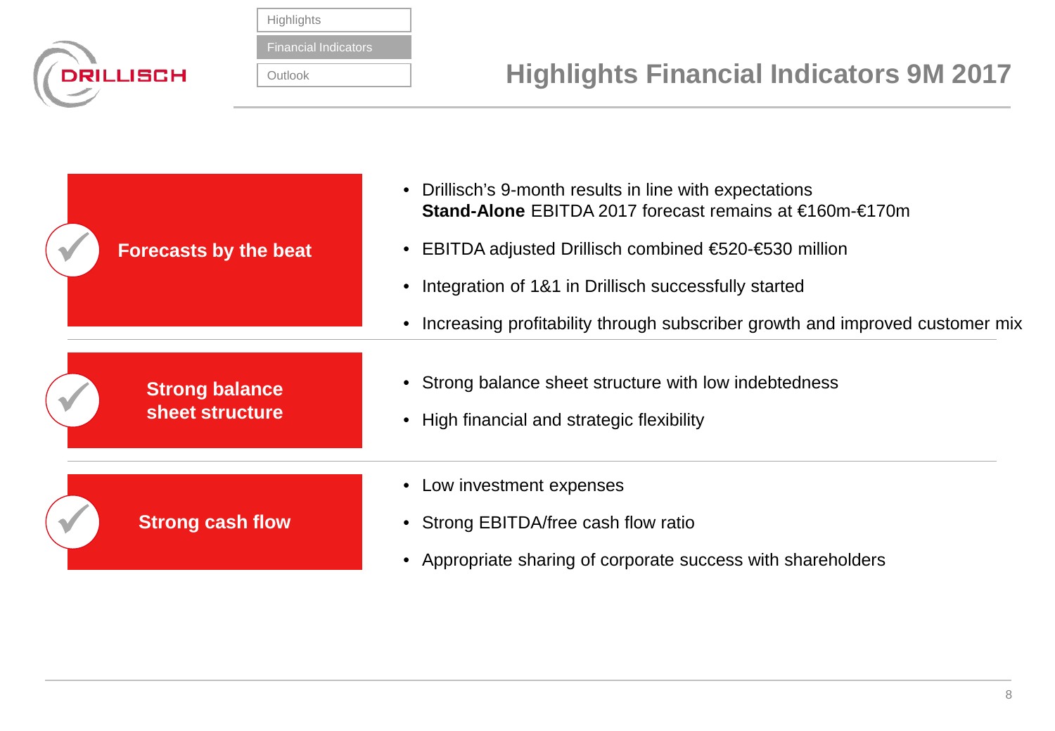# Highlights Financial Indicators 9M 2017

## Forecasts by the beat

- Drillisch's 9-month results in line with expectations
  **Stand-Alone** EBITDA 2017 forecast remains at €160m-€170m
- EBITDA adjusted Drillisch combined €520-€530 million
- Integration of 1&1 in Drillisch successfully started
- Increasing profitability through subscriber growth and improved customer mix

## Strong balance sheet structure

- Strong balance sheet structure with low indebtedness
- High financial and strategic flexibility

## Strong cash flow

- Low investment expenses
- Strong EBITDA/free cash flow ratio
- Appropriate sharing of corporate success with shareholders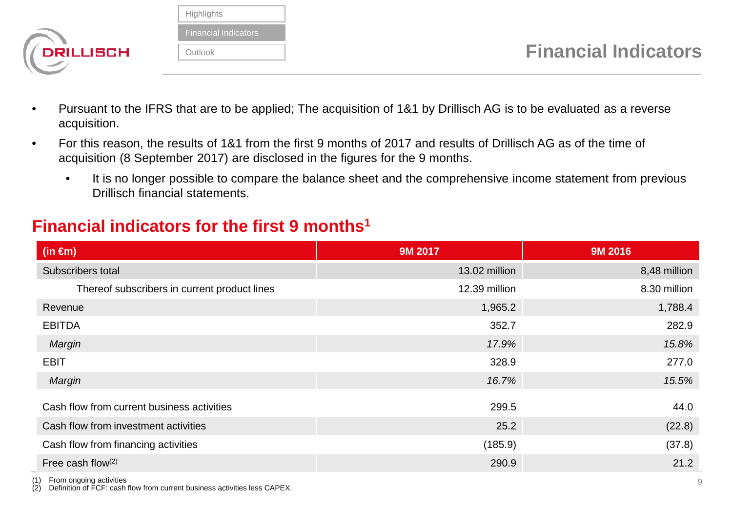# Financial Indicators

- Pursuant to the IFRS that are to be applied; The acquisition of 1&1 by Drillisch AG is to be evaluated as a reverse acquisition.
- For this reason, the results of 1&1 from the first 9 months of 2017 and results of Drillisch AG as of the time of acquisition (8 September 2017) are disclosed in the figures for the 9 months.
  - It is no longer possible to compare the balance sheet and the comprehensive income statement from previous Drillisch financial statements.

## Financial indicators for the first 9 months[1]

| (in €m) | 9M 2017 | 9M 2016 |
|---|---|---|
| Subscribers total | 13.02 million | 8,48 million |
| Thereof subscribers in current product lines | 12.39 million | 8.30 million |
| Revenue | 1,965.2 | 1,788.4 |
| EBITDA | 352.7 | 282.9 |
| *Margin* | *17.9%* | *15.8%* |
| EBIT | 328.9 | 277.0 |
| *Margin* | *16.7%* | *15.5%* |
| Cash flow from current business activities | 299.5 | 44.0 |
| Cash flow from investment activities | 25.2 | (22.8) |
| Cash flow from financing activities | (185.9) | (37.8) |
| Free cash flow[2] | 290.9 | 21.2 |

(1) From ongoing activities
(2) Definition of FCF: cash flow from current business activities less CAPEX.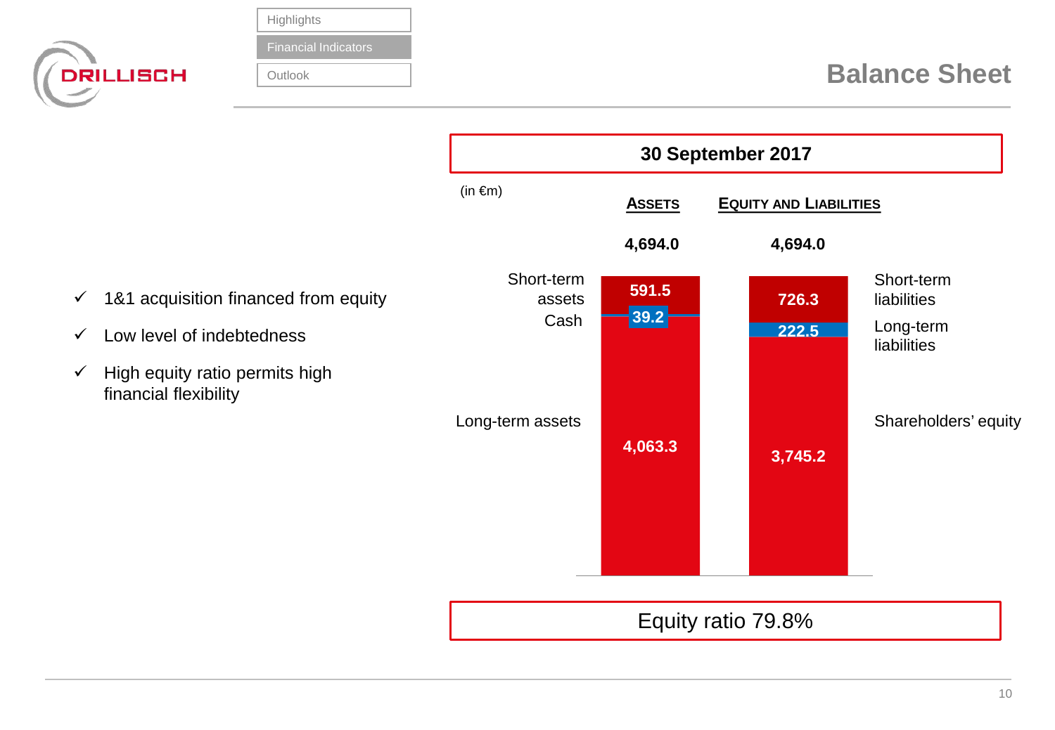# Balance Sheet

- ✓ 1&1 acquisition financed from equity
- ✓ Low level of indebtedness
- ✓ High equity ratio permits high financial flexibility

## 30 September 2017

(in €m)

| Assets | | Equity and Liabilities | |
|---|---|---|---|
| **Total** | **4,694.0** | **Total** | **4,694.0** |
| Short-term assets | 591.5 | Short-term liabilities | 726.3 |
| Cash | 39.2 | Long-term liabilities | 222.5 |
| Long-term assets | 4,063.3 | Shareholders' equity | 3,745.2 |

Equity ratio 79.8%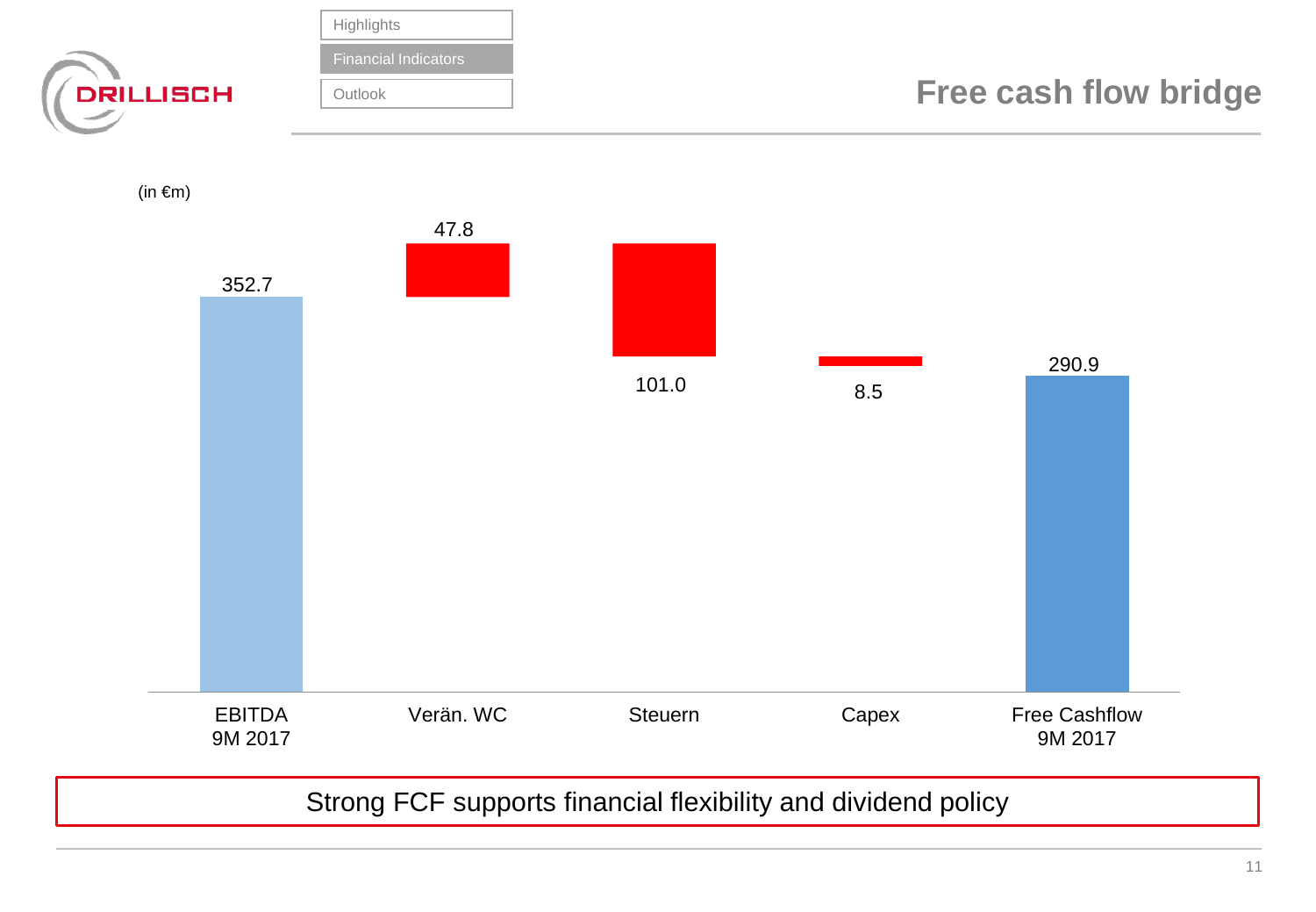# Free cash flow bridge

Highlights | **Financial Indicators** | Outlook

(in €m)

| | EBITDA 9M 2017 | Verän. WC | Steuern | Capex | Free Cashflow 9M 2017 |
|---|---|---|---|---|---|
| Value | 352.7 | 47.8 | 101.0 | 8.5 | 290.9 |

Strong FCF supports financial flexibility and dividend policy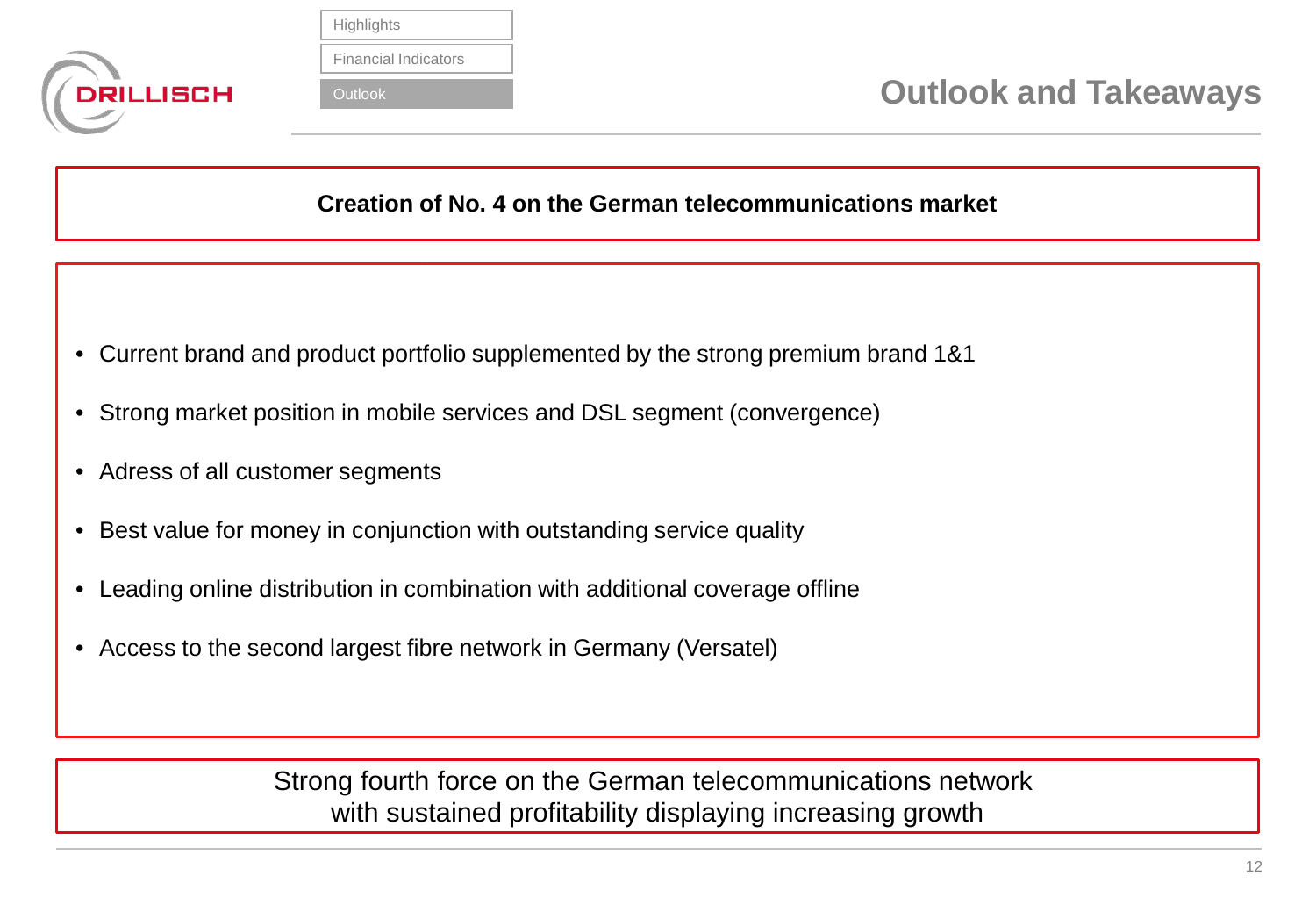# Outlook and Takeaways

**Creation of No. 4 on the German telecommunications market**

- Current brand and product portfolio supplemented by the strong premium brand 1&1
- Strong market position in mobile services and DSL segment (convergence)
- Adress of all customer segments
- Best value for money in conjunction with outstanding service quality
- Leading online distribution in combination with additional coverage offline
- Access to the second largest fibre network in Germany (Versatel)

Strong fourth force on the German telecommunications network with sustained profitability displaying increasing growth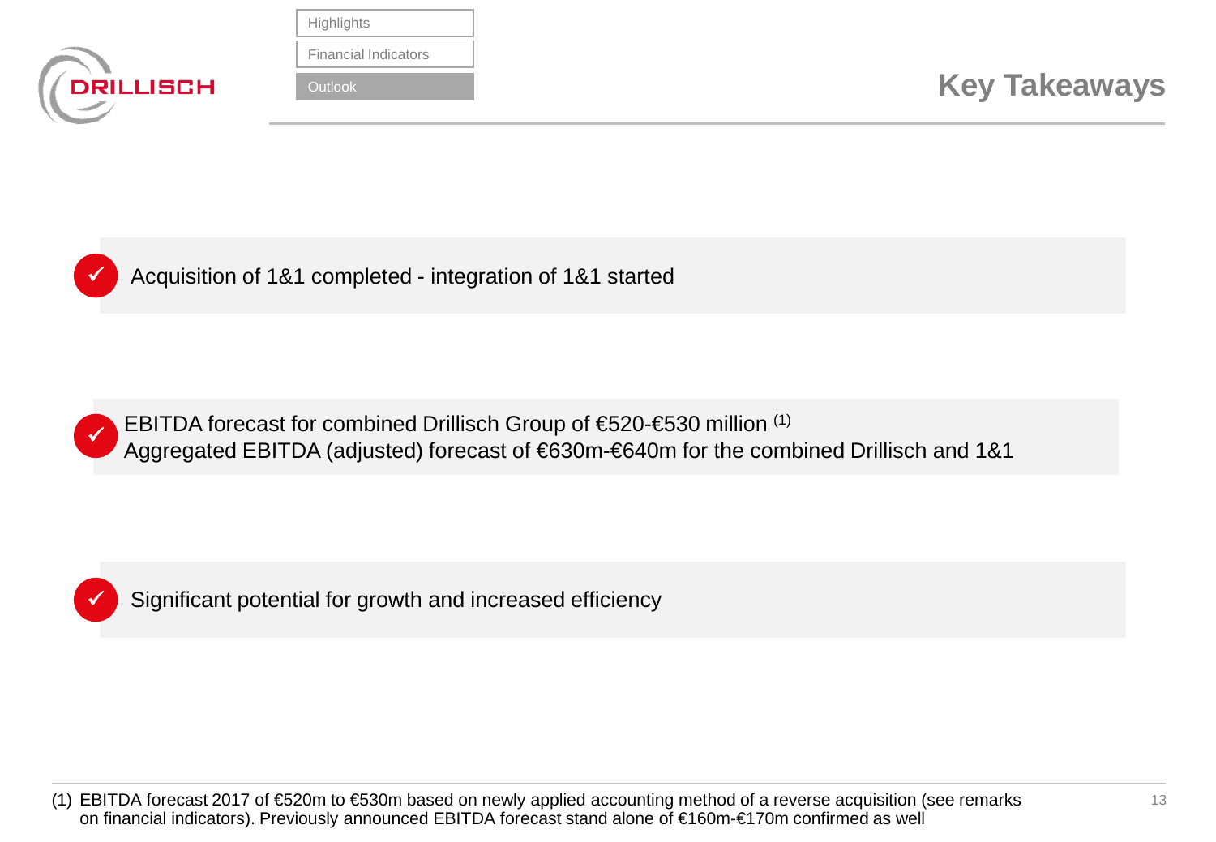# Key Takeaways

- ✓ Acquisition of 1&1 completed - integration of 1&1 started

- ✓ EBITDA forecast for combined Drillisch Group of €520-€530 million [(1)]
  Aggregated EBITDA (adjusted) forecast of €630m-€640m for the combined Drillisch and 1&1

- ✓ Significant potential for growth and increased efficiency

(1) EBITDA forecast 2017 of €520m to €530m based on newly applied accounting method of a reverse acquisition (see remarks on financial indicators). Previously announced EBITDA forecast stand alone of €160m-€170m confirmed as well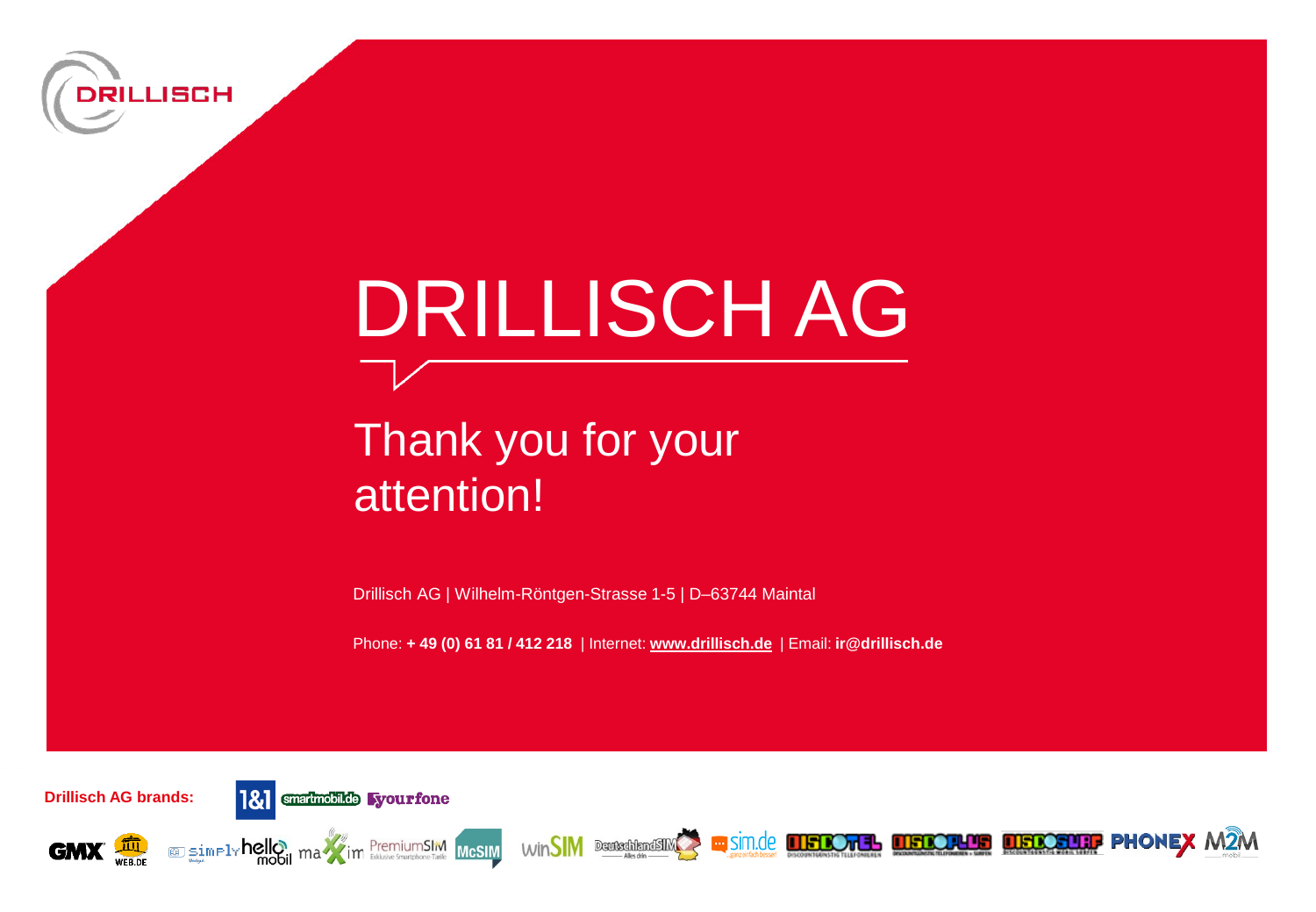# DRILLISCH AG

## Thank you for your attention!

Drillisch AG | Wilhelm-Röntgen-Strasse 1-5 | D–63744 Maintal

Phone: **+ 49 (0) 61 81 / 412 218** | Internet: **www.drillisch.de** | Email: **ir@drillisch.de**

**Drillisch AG brands:**